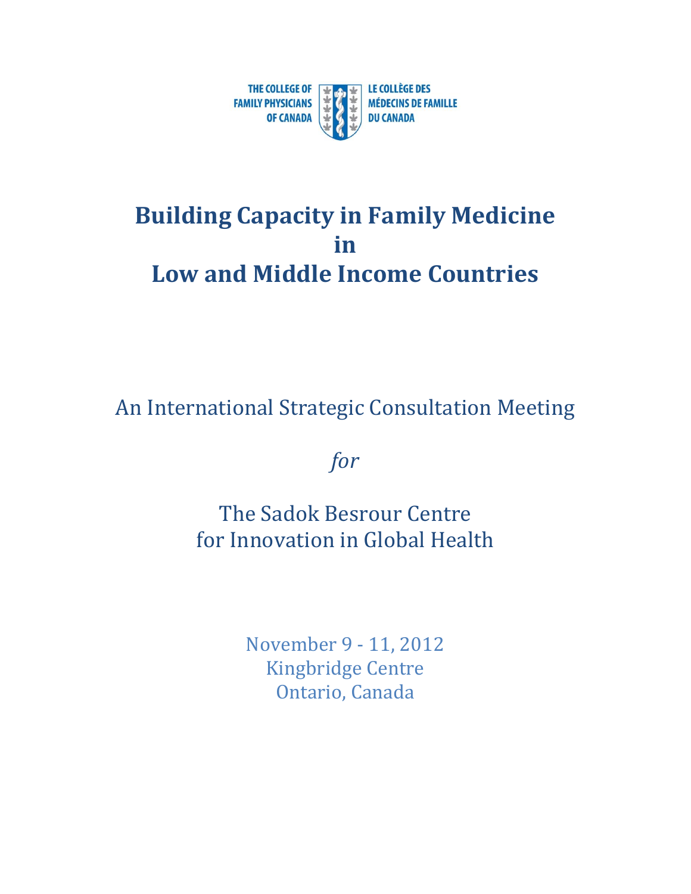THE COLLEGE OF FAMILY PHYSICIANS OF CANADA | LE COLLÈGE DES MÉDECINS DE FAMILLE DU CANADA

# Building Capacity in Family Medicine in Low and Middle Income Countries

An International Strategic Consultation Meeting

*for*

The Sadok Besrour Centre for Innovation in Global Health

November 9 - 11, 2012
Kingbridge Centre
Ontario, Canada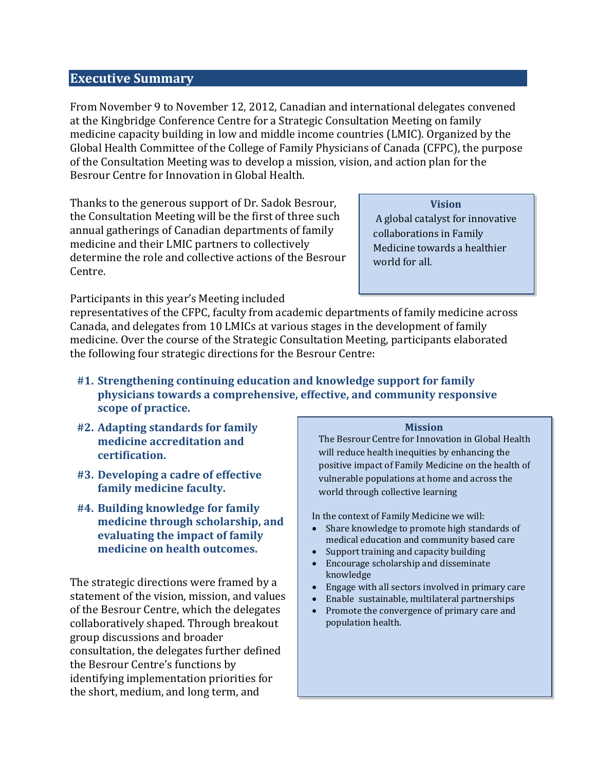## Executive Summary

From November 9 to November 12, 2012, Canadian and international delegates convened at the Kingbridge Conference Centre for a Strategic Consultation Meeting on family medicine capacity building in low and middle income countries (LMIC). Organized by the Global Health Committee of the College of Family Physicians of Canada (CFPC), the purpose of the Consultation Meeting was to develop a mission, vision, and action plan for the Besrour Centre for Innovation in Global Health.

Thanks to the generous support of Dr. Sadok Besrour, the Consultation Meeting will be the first of three such annual gatherings of Canadian departments of family medicine and their LMIC partners to collectively determine the role and collective actions of the Besrour Centre.

> **Vision**
>
> A global catalyst for innovative collaborations in Family Medicine towards a healthier world for all.

Participants in this year's Meeting included representatives of the CFPC, faculty from academic departments of family medicine across Canada, and delegates from 10 LMICs at various stages in the development of family medicine. Over the course of the Strategic Consultation Meeting, participants elaborated the following four strategic directions for the Besrour Centre:

**#1. Strengthening continuing education and knowledge support for family physicians towards a comprehensive, effective, and community responsive scope of practice.**

**#2. Adapting standards for family medicine accreditation and certification.**

**#3. Developing a cadre of effective family medicine faculty.**

**#4. Building knowledge for family medicine through scholarship, and evaluating the impact of family medicine on health outcomes.**

The strategic directions were framed by a statement of the vision, mission, and values of the Besrour Centre, which the delegates collaboratively shaped. Through breakout group discussions and broader consultation, the delegates further defined the Besrour Centre's functions by identifying implementation priorities for the short, medium, and long term, and

> **Mission**
>
> The Besrour Centre for Innovation in Global Health will reduce health inequities by enhancing the positive impact of Family Medicine on the health of vulnerable populations at home and across the world through collective learning
>
> In the context of Family Medicine we will:
>
> - Share knowledge to promote high standards of medical education and community based care
> - Support training and capacity building
> - Encourage scholarship and disseminate knowledge
> - Engage with all sectors involved in primary care
> - Enable sustainable, multilateral partnerships
> - Promote the convergence of primary care and population health.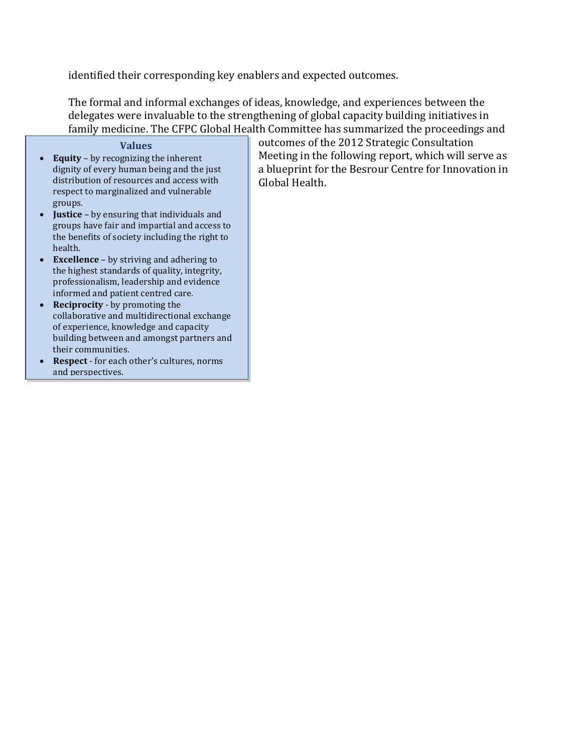identified their corresponding key enablers and expected outcomes.

The formal and informal exchanges of ideas, knowledge, and experiences between the delegates were invaluable to the strengthening of global capacity building initiatives in family medicine. The CFPC Global Health Committee has summarized the proceedings and outcomes of the 2012 Strategic Consultation Meeting in the following report, which will serve as a blueprint for the Besrour Centre for Innovation in Global Health.

### Values

- **Equity** – by recognizing the inherent dignity of every human being and the just distribution of resources and access with respect to marginalized and vulnerable groups.
- **Justice** – by ensuring that individuals and groups have fair and impartial and access to the benefits of society including the right to health.
- **Excellence** – by striving and adhering to the highest standards of quality, integrity, professionalism, leadership and evidence informed and patient centred care.
- **Reciprocity** - by promoting the collaborative and multidirectional exchange of experience, knowledge and capacity building between and amongst partners and their communities.
- **Respect** - for each other's cultures, norms and perspectives.